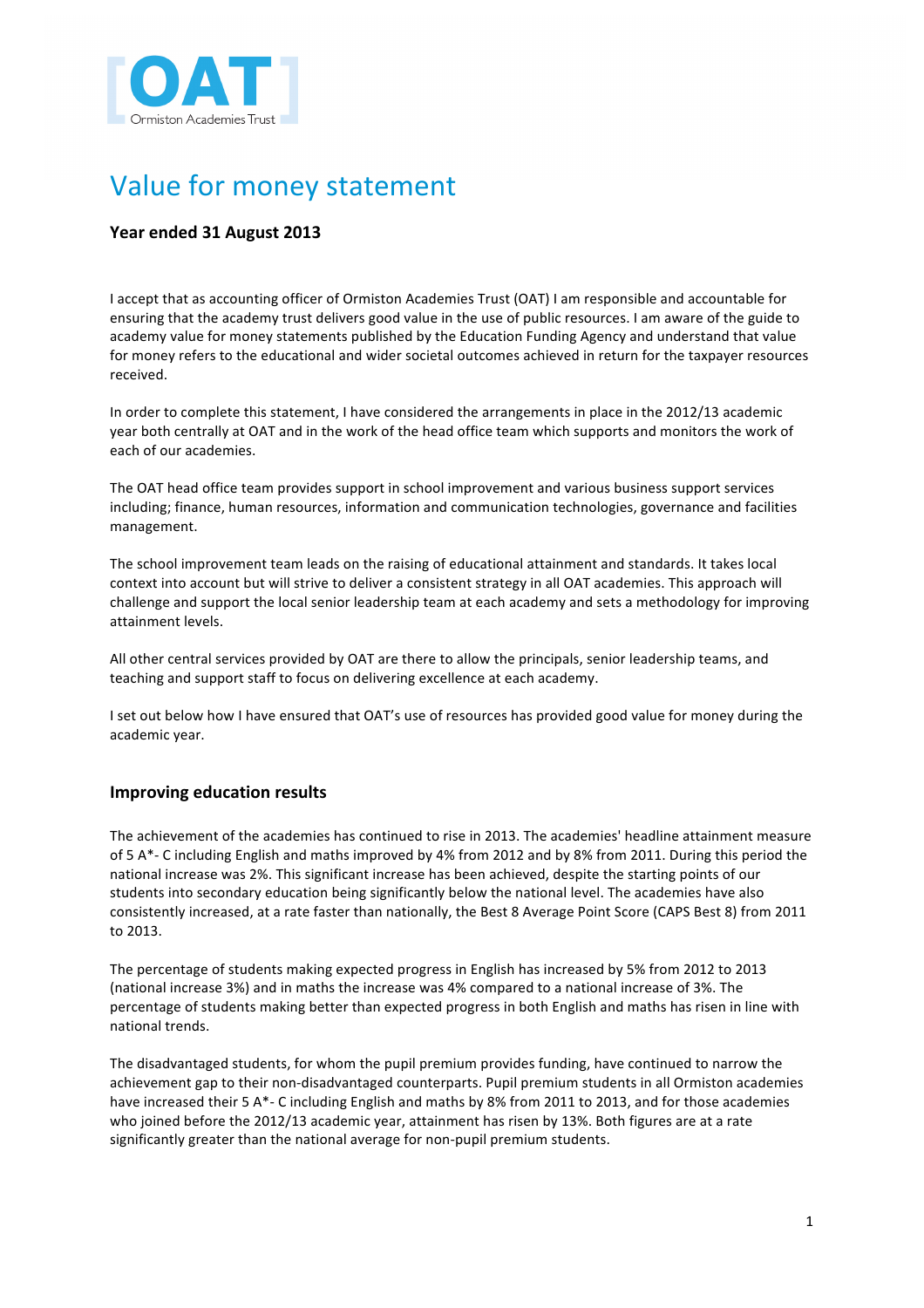# Value for money statement

**Year ended 31 August 2013**

I accept that as accounting officer of Ormiston Academies Trust (OAT) I am responsible and accountable for ensuring that the academy trust delivers good value in the use of public resources. I am aware of the guide to academy value for money statements published by the Education Funding Agency and understand that value for money refers to the educational and wider societal outcomes achieved in return for the taxpayer resources received.

In order to complete this statement, I have considered the arrangements in place in the 2012/13 academic year both centrally at OAT and in the work of the head office team which supports and monitors the work of each of our academies.

The OAT head office team provides support in school improvement and various business support services including; finance, human resources, information and communication technologies, governance and facilities management.

The school improvement team leads on the raising of educational attainment and standards. It takes local context into account but will strive to deliver a consistent strategy in all OAT academies. This approach will challenge and support the local senior leadership team at each academy and sets a methodology for improving attainment levels.

All other central services provided by OAT are there to allow the principals, senior leadership teams, and teaching and support staff to focus on delivering excellence at each academy.

I set out below how I have ensured that OAT's use of resources has provided good value for money during the academic year.

## Improving education results

The achievement of the academies has continued to rise in 2013. The academies' headline attainment measure of 5 A*- C including English and maths improved by 4% from 2012 and by 8% from 2011. During this period the national increase was 2%. This significant increase has been achieved, despite the starting points of our students into secondary education being significantly below the national level. The academies have also consistently increased, at a rate faster than nationally, the Best 8 Average Point Score (CAPS Best 8) from 2011 to 2013.

The percentage of students making expected progress in English has increased by 5% from 2012 to 2013 (national increase 3%) and in maths the increase was 4% compared to a national increase of 3%. The percentage of students making better than expected progress in both English and maths has risen in line with national trends.

The disadvantaged students, for whom the pupil premium provides funding, have continued to narrow the achievement gap to their non-disadvantaged counterparts. Pupil premium students in all Ormiston academies have increased their 5 A*- C including English and maths by 8% from 2011 to 2013, and for those academies who joined before the 2012/13 academic year, attainment has risen by 13%. Both figures are at a rate significantly greater than the national average for non-pupil premium students.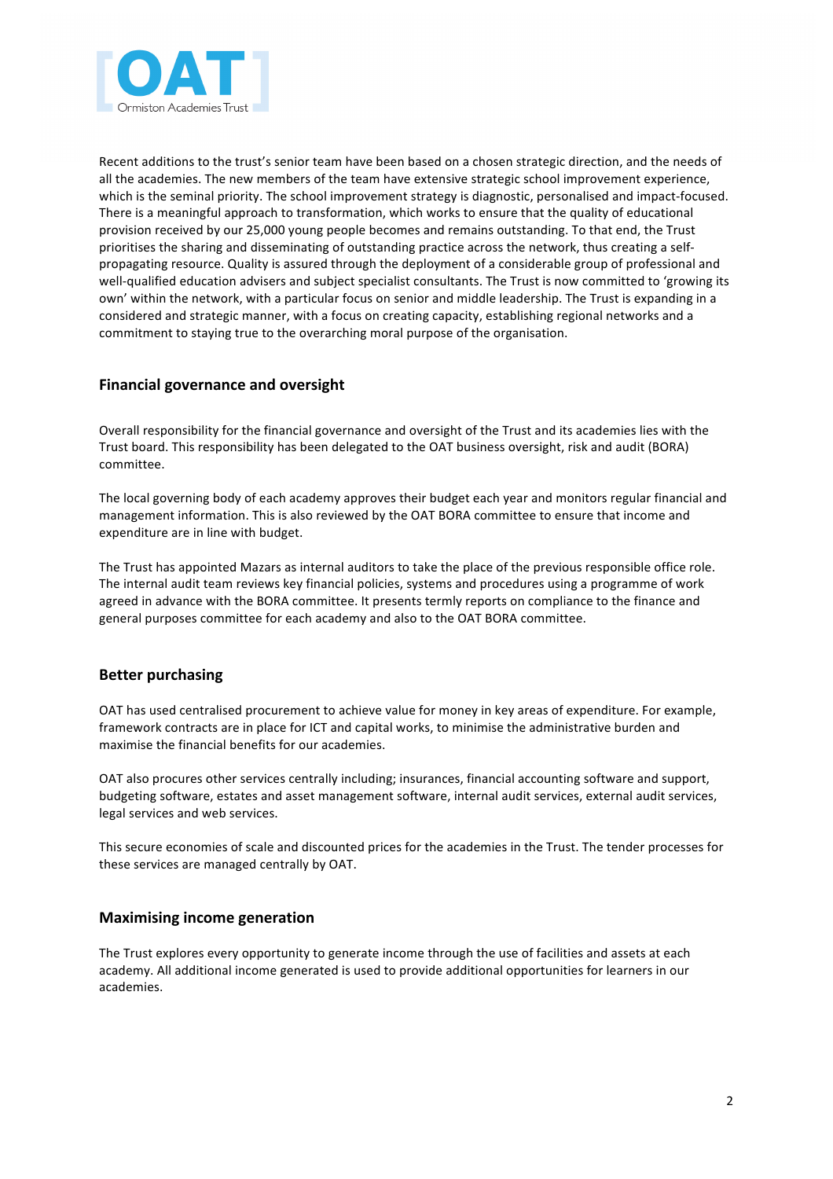Recent additions to the trust's senior team have been based on a chosen strategic direction, and the needs of all the academies. The new members of the team have extensive strategic school improvement experience, which is the seminal priority. The school improvement strategy is diagnostic, personalised and impact-focused. There is a meaningful approach to transformation, which works to ensure that the quality of educational provision received by our 25,000 young people becomes and remains outstanding. To that end, the Trust prioritises the sharing and disseminating of outstanding practice across the network, thus creating a self-propagating resource. Quality is assured through the deployment of a considerable group of professional and well-qualified education advisers and subject specialist consultants. The Trust is now committed to 'growing its own' within the network, with a particular focus on senior and middle leadership. The Trust is expanding in a considered and strategic manner, with a focus on creating capacity, establishing regional networks and a commitment to staying true to the overarching moral purpose of the organisation.

## Financial governance and oversight

Overall responsibility for the financial governance and oversight of the Trust and its academies lies with the Trust board. This responsibility has been delegated to the OAT business oversight, risk and audit (BORA) committee.

The local governing body of each academy approves their budget each year and monitors regular financial and management information. This is also reviewed by the OAT BORA committee to ensure that income and expenditure are in line with budget.

The Trust has appointed Mazars as internal auditors to take the place of the previous responsible office role. The internal audit team reviews key financial policies, systems and procedures using a programme of work agreed in advance with the BORA committee. It presents termly reports on compliance to the finance and general purposes committee for each academy and also to the OAT BORA committee.

## Better purchasing

OAT has used centralised procurement to achieve value for money in key areas of expenditure. For example, framework contracts are in place for ICT and capital works, to minimise the administrative burden and maximise the financial benefits for our academies.

OAT also procures other services centrally including; insurances, financial accounting software and support, budgeting software, estates and asset management software, internal audit services, external audit services, legal services and web services.

This secure economies of scale and discounted prices for the academies in the Trust. The tender processes for these services are managed centrally by OAT.

## Maximising income generation

The Trust explores every opportunity to generate income through the use of facilities and assets at each academy. All additional income generated is used to provide additional opportunities for learners in our academies.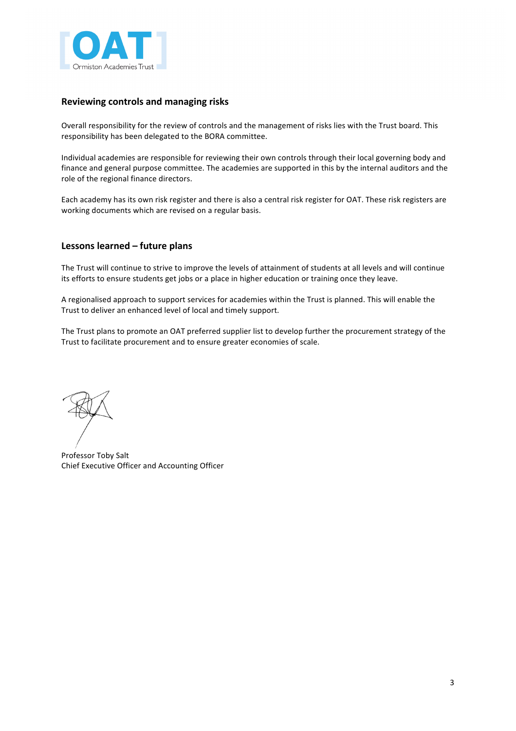## Reviewing controls and managing risks

Overall responsibility for the review of controls and the management of risks lies with the Trust board. This responsibility has been delegated to the BORA committee.

Individual academies are responsible for reviewing their own controls through their local governing body and finance and general purpose committee. The academies are supported in this by the internal auditors and the role of the regional finance directors.

Each academy has its own risk register and there is also a central risk register for OAT. These risk registers are working documents which are revised on a regular basis.

## Lessons learned – future plans

The Trust will continue to strive to improve the levels of attainment of students at all levels and will continue its efforts to ensure students get jobs or a place in higher education or training once they leave.

A regionalised approach to support services for academies within the Trust is planned. This will enable the Trust to deliver an enhanced level of local and timely support.

The Trust plans to promote an OAT preferred supplier list to develop further the procurement strategy of the Trust to facilitate procurement and to ensure greater economies of scale.

Professor Toby Salt
Chief Executive Officer and Accounting Officer